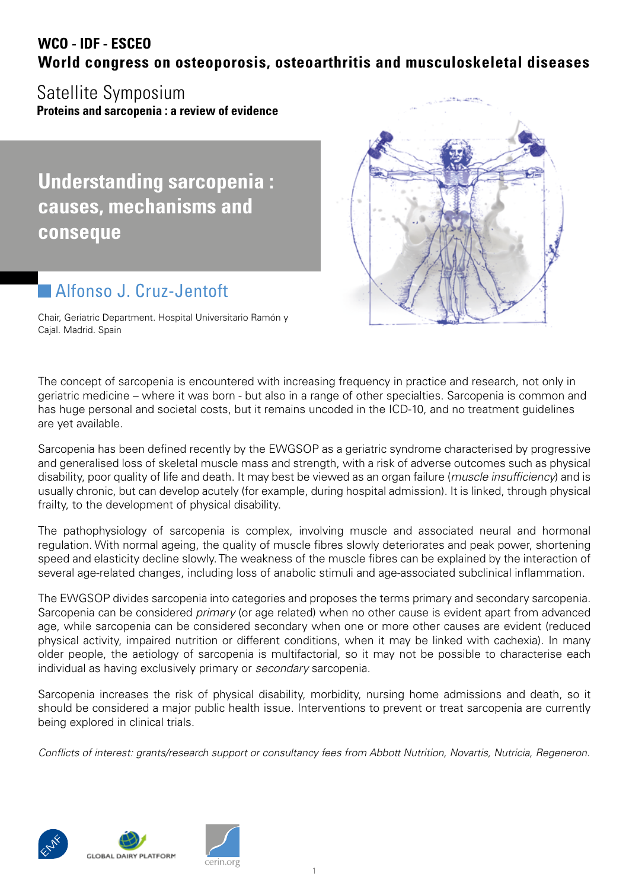**WCO - IDF - ESCEO**
**World congress on osteoporosis, osteoarthritis and musculoskeletal diseases**

Satellite Symposium
**Proteins and sarcopenia : a review of evidence**

# Understanding sarcopenia : causes, mechanisms and conseque

## Alfonso J. Cruz-Jentoft

Chair, Geriatric Department. Hospital Universitario Ramón y Cajal. Madrid. Spain

The concept of sarcopenia is encountered with increasing frequency in practice and research, not only in geriatric medicine – where it was born - but also in a range of other specialties. Sarcopenia is common and has huge personal and societal costs, but it remains uncoded in the ICD-10, and no treatment guidelines are yet available.

Sarcopenia has been defined recently by the EWGSOP as a geriatric syndrome characterised by progressive and generalised loss of skeletal muscle mass and strength, with a risk of adverse outcomes such as physical disability, poor quality of life and death. It may best be viewed as an organ failure (*muscle insufficiency*) and is usually chronic, but can develop acutely (for example, during hospital admission). It is linked, through physical frailty, to the development of physical disability.

The pathophysiology of sarcopenia is complex, involving muscle and associated neural and hormonal regulation. With normal ageing, the quality of muscle fibres slowly deteriorates and peak power, shortening speed and elasticity decline slowly. The weakness of the muscle fibres can be explained by the interaction of several age-related changes, including loss of anabolic stimuli and age-associated subclinical inflammation.

The EWGSOP divides sarcopenia into categories and proposes the terms primary and secondary sarcopenia. Sarcopenia can be considered *primary* (or age related) when no other cause is evident apart from advanced age, while sarcopenia can be considered secondary when one or more other causes are evident (reduced physical activity, impaired nutrition or different conditions, when it may be linked with cachexia). In many older people, the aetiology of sarcopenia is multifactorial, so it may not be possible to characterise each individual as having exclusively primary or *secondary* sarcopenia.

Sarcopenia increases the risk of physical disability, morbidity, nursing home admissions and death, so it should be considered a major public health issue. Interventions to prevent or treat sarcopenia are currently being explored in clinical trials.

*Conflicts of interest: grants/research support or consultancy fees from Abbott Nutrition, Novartis, Nutricia, Regeneron.*

EMF  GLOBAL DAIRY PLATFORM  cerin.org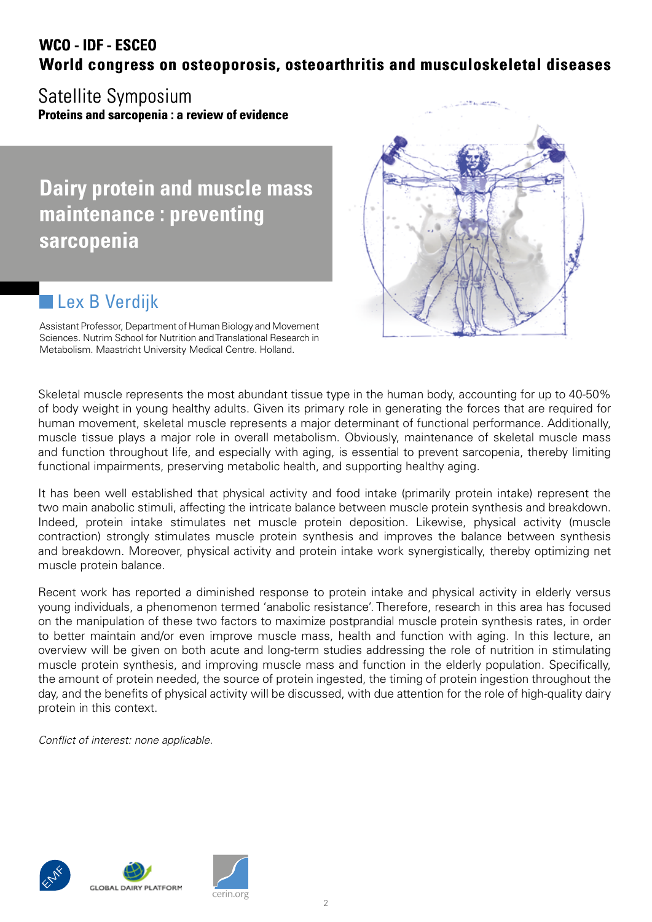**WCO - IDF - ESCEO**
**World congress on osteoporosis, osteoarthritis and musculoskeletal diseases**

Satellite Symposium
**Proteins and sarcopenia : a review of evidence**

# Dairy protein and muscle mass maintenance : preventing sarcopenia

## Lex B Verdijk

Assistant Professor, Department of Human Biology and Movement Sciences. Nutrim School for Nutrition and Translational Research in Metabolism. Maastricht University Medical Centre. Holland.

Skeletal muscle represents the most abundant tissue type in the human body, accounting for up to 40-50% of body weight in young healthy adults. Given its primary role in generating the forces that are required for human movement, skeletal muscle represents a major determinant of functional performance. Additionally, muscle tissue plays a major role in overall metabolism. Obviously, maintenance of skeletal muscle mass and function throughout life, and especially with aging, is essential to prevent sarcopenia, thereby limiting functional impairments, preserving metabolic health, and supporting healthy aging.

It has been well established that physical activity and food intake (primarily protein intake) represent the two main anabolic stimuli, affecting the intricate balance between muscle protein synthesis and breakdown. Indeed, protein intake stimulates net muscle protein deposition. Likewise, physical activity (muscle contraction) strongly stimulates muscle protein synthesis and improves the balance between synthesis and breakdown. Moreover, physical activity and protein intake work synergistically, thereby optimizing net muscle protein balance.

Recent work has reported a diminished response to protein intake and physical activity in elderly versus young individuals, a phenomenon termed 'anabolic resistance'. Therefore, research in this area has focused on the manipulation of these two factors to maximize postprandial muscle protein synthesis rates, in order to better maintain and/or even improve muscle mass, health and function with aging. In this lecture, an overview will be given on both acute and long-term studies addressing the role of nutrition in stimulating muscle protein synthesis, and improving muscle mass and function in the elderly population. Specifically, the amount of protein needed, the source of protein ingested, the timing of protein ingestion throughout the day, and the benefits of physical activity will be discussed, with due attention for the role of high-quality dairy protein in this context.

*Conflict of interest: none applicable.*

EMF

GLOBAL DAIRY PLATFORM

cerin.org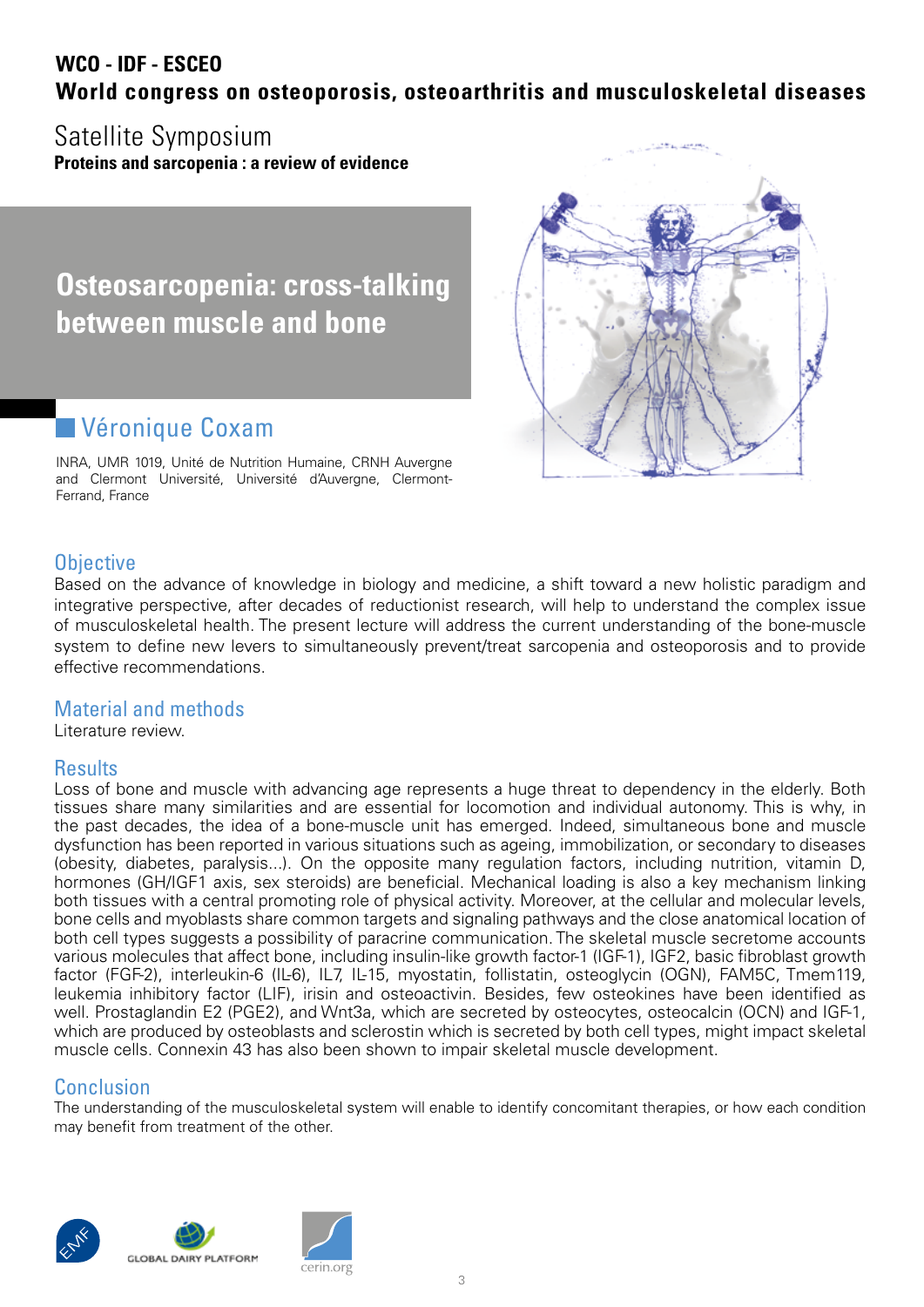**WCO - IDF - ESCEO**
**World congress on osteoporosis, osteoarthritis and musculoskeletal diseases**

Satellite Symposium
**Proteins and sarcopenia : a review of evidence**

# Osteosarcopenia: cross-talking between muscle and bone

## Véronique Coxam

INRA, UMR 1019, Unité de Nutrition Humaine, CRNH Auvergne and Clermont Université, Université d'Auvergne, Clermont-Ferrand, France

### Objective

Based on the advance of knowledge in biology and medicine, a shift toward a new holistic paradigm and integrative perspective, after decades of reductionist research, will help to understand the complex issue of musculoskeletal health. The present lecture will address the current understanding of the bone-muscle system to define new levers to simultaneously prevent/treat sarcopenia and osteoporosis and to provide effective recommendations.

### Material and methods

Literature review.

### Results

Loss of bone and muscle with advancing age represents a huge threat to dependency in the elderly. Both tissues share many similarities and are essential for locomotion and individual autonomy. This is why, in the past decades, the idea of a bone-muscle unit has emerged. Indeed, simultaneous bone and muscle dysfunction has been reported in various situations such as ageing, immobilization, or secondary to diseases (obesity, diabetes, paralysis...). On the opposite many regulation factors, including nutrition, vitamin D, hormones (GH/IGF1 axis, sex steroids) are beneficial. Mechanical loading is also a key mechanism linking both tissues with a central promoting role of physical activity. Moreover, at the cellular and molecular levels, bone cells and myoblasts share common targets and signaling pathways and the close anatomical location of both cell types suggests a possibility of paracrine communication. The skeletal muscle secretome accounts various molecules that affect bone, including insulin-like growth factor-1 (IGF-1), IGF2, basic fibroblast growth factor (FGF-2), interleukin-6 (IL-6), IL7, IL-15, myostatin, follistatin, osteoglycin (OGN), FAM5C, Tmem119, leukemia inhibitory factor (LIF), irisin and osteoactivin. Besides, few osteokines have been identified as well. Prostaglandin E2 (PGE2), and Wnt3a, which are secreted by osteocytes, osteocalcin (OCN) and IGF-1, which are produced by osteoblasts and sclerostin which is secreted by both cell types, might impact skeletal muscle cells. Connexin 43 has also been shown to impair skeletal muscle development.

### Conclusion

The understanding of the musculoskeletal system will enable to identify concomitant therapies, or how each condition may benefit from treatment of the other.

EMF    GLOBAL DAIRY PLATFORM    cerin.org